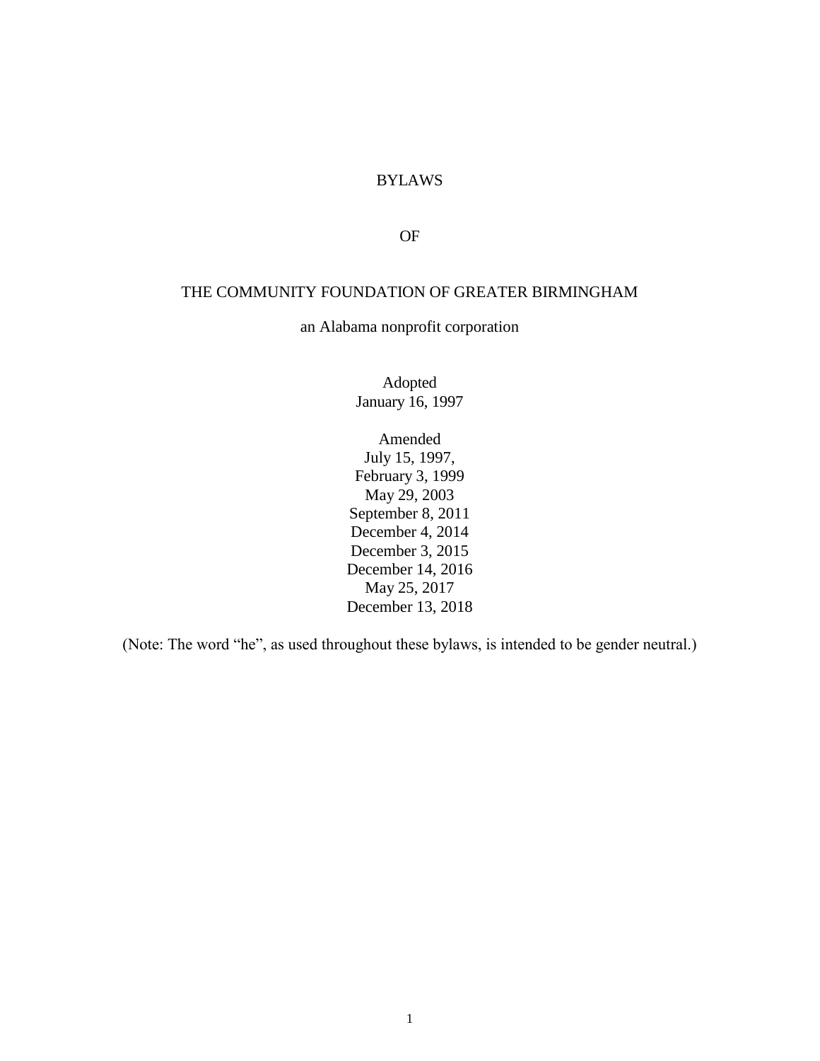# BYLAWS

# OF

# THE COMMUNITY FOUNDATION OF GREATER BIRMINGHAM

an Alabama nonprofit corporation

Adopted
January 16, 1997

Amended
July 15, 1997,
February 3, 1999
May 29, 2003
September 8, 2011
December 4, 2014
December 3, 2015
December 14, 2016
May 25, 2017
December 13, 2018

(Note: The word "he", as used throughout these bylaws, is intended to be gender neutral.)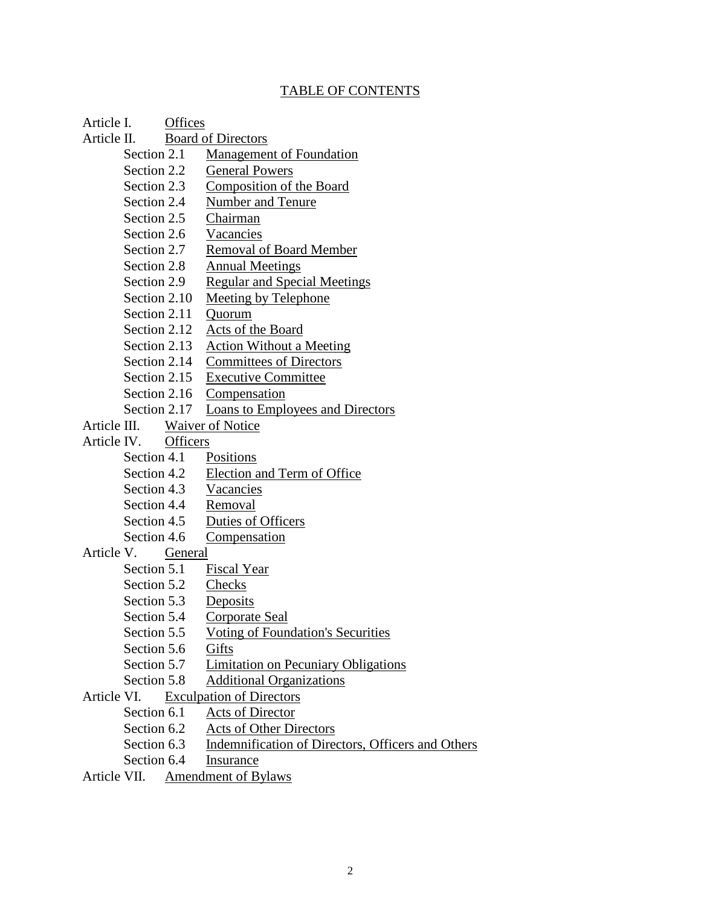# TABLE OF CONTENTS

- Article I. Offices
- Article II. Board of Directors
  - Section 2.1 Management of Foundation
  - Section 2.2 General Powers
  - Section 2.3 Composition of the Board
  - Section 2.4 Number and Tenure
  - Section 2.5 Chairman
  - Section 2.6 Vacancies
  - Section 2.7 Removal of Board Member
  - Section 2.8 Annual Meetings
  - Section 2.9 Regular and Special Meetings
  - Section 2.10 Meeting by Telephone
  - Section 2.11 Quorum
  - Section 2.12 Acts of the Board
  - Section 2.13 Action Without a Meeting
  - Section 2.14 Committees of Directors
  - Section 2.15 Executive Committee
  - Section 2.16 Compensation
  - Section 2.17 Loans to Employees and Directors
- Article III. Waiver of Notice
- Article IV. Officers
  - Section 4.1 Positions
  - Section 4.2 Election and Term of Office
  - Section 4.3 Vacancies
  - Section 4.4 Removal
  - Section 4.5 Duties of Officers
  - Section 4.6 Compensation
- Article V. General
  - Section 5.1 Fiscal Year
  - Section 5.2 Checks
  - Section 5.3 Deposits
  - Section 5.4 Corporate Seal
  - Section 5.5 Voting of Foundation's Securities
  - Section 5.6 Gifts
  - Section 5.7 Limitation on Pecuniary Obligations
  - Section 5.8 Additional Organizations
- Article VI. Exculpation of Directors
  - Section 6.1 Acts of Director
  - Section 6.2 Acts of Other Directors
  - Section 6.3 Indemnification of Directors, Officers and Others
  - Section 6.4 Insurance
- Article VII. Amendment of Bylaws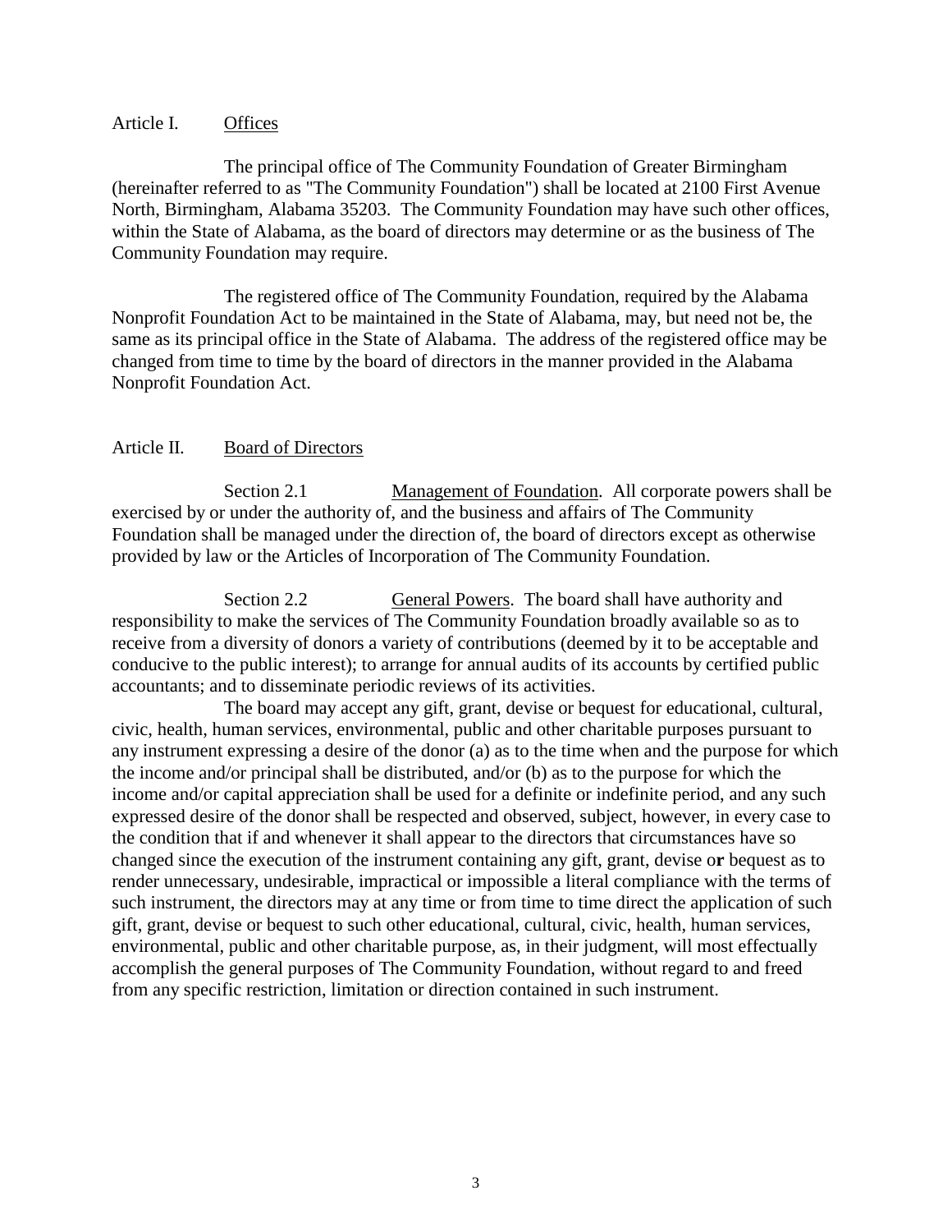## Article I. Offices

The principal office of The Community Foundation of Greater Birmingham (hereinafter referred to as "The Community Foundation") shall be located at 2100 First Avenue North, Birmingham, Alabama 35203. The Community Foundation may have such other offices, within the State of Alabama, as the board of directors may determine or as the business of The Community Foundation may require.

The registered office of The Community Foundation, required by the Alabama Nonprofit Foundation Act to be maintained in the State of Alabama, may, but need not be, the same as its principal office in the State of Alabama. The address of the registered office may be changed from time to time by the board of directors in the manner provided in the Alabama Nonprofit Foundation Act.

## Article II. Board of Directors

Section 2.1 Management of Foundation. All corporate powers shall be exercised by or under the authority of, and the business and affairs of The Community Foundation shall be managed under the direction of, the board of directors except as otherwise provided by law or the Articles of Incorporation of The Community Foundation.

Section 2.2 General Powers. The board shall have authority and responsibility to make the services of The Community Foundation broadly available so as to receive from a diversity of donors a variety of contributions (deemed by it to be acceptable and conducive to the public interest); to arrange for annual audits of its accounts by certified public accountants; and to disseminate periodic reviews of its activities.

The board may accept any gift, grant, devise or bequest for educational, cultural, civic, health, human services, environmental, public and other charitable purposes pursuant to any instrument expressing a desire of the donor (a) as to the time when and the purpose for which the income and/or principal shall be distributed, and/or (b) as to the purpose for which the income and/or capital appreciation shall be used for a definite or indefinite period, and any such expressed desire of the donor shall be respected and observed, subject, however, in every case to the condition that if and whenever it shall appear to the directors that circumstances have so changed since the execution of the instrument containing any gift, grant, devise or bequest as to render unnecessary, undesirable, impractical or impossible a literal compliance with the terms of such instrument, the directors may at any time or from time to time direct the application of such gift, grant, devise or bequest to such other educational, cultural, civic, health, human services, environmental, public and other charitable purpose, as, in their judgment, will most effectually accomplish the general purposes of The Community Foundation, without regard to and freed from any specific restriction, limitation or direction contained in such instrument.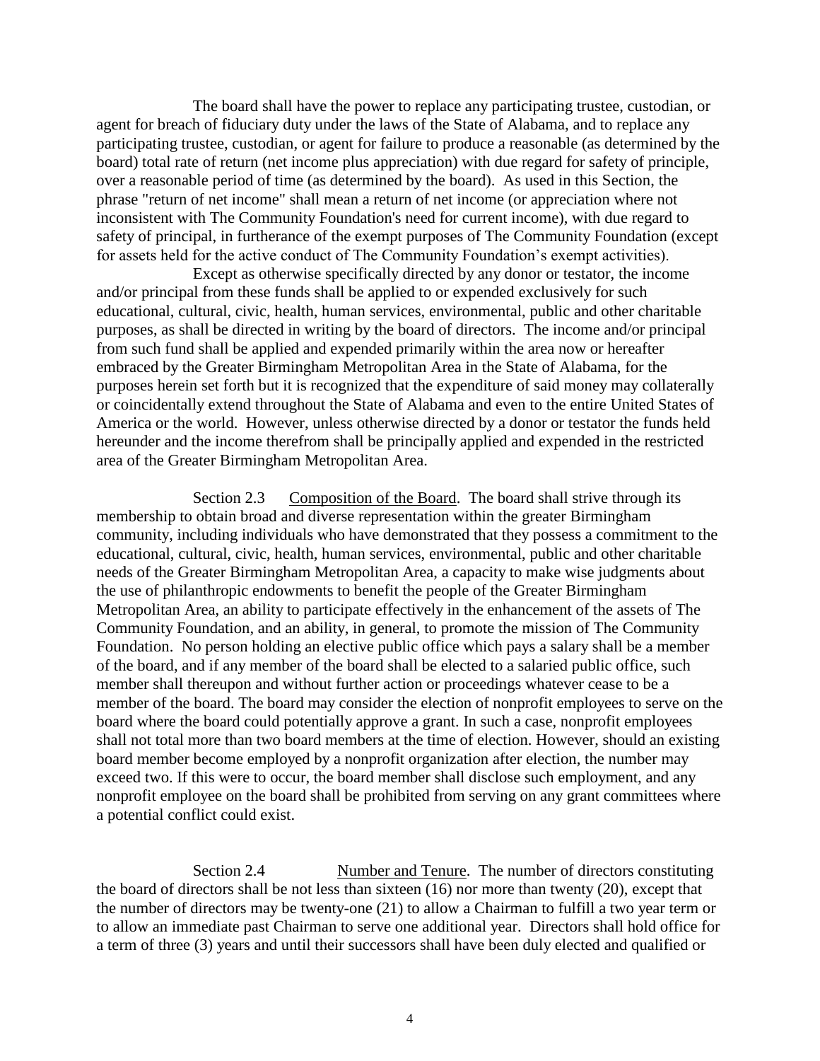The board shall have the power to replace any participating trustee, custodian, or agent for breach of fiduciary duty under the laws of the State of Alabama, and to replace any participating trustee, custodian, or agent for failure to produce a reasonable (as determined by the board) total rate of return (net income plus appreciation) with due regard for safety of principle, over a reasonable period of time (as determined by the board). As used in this Section, the phrase "return of net income" shall mean a return of net income (or appreciation where not inconsistent with The Community Foundation's need for current income), with due regard to safety of principal, in furtherance of the exempt purposes of The Community Foundation (except for assets held for the active conduct of The Community Foundation's exempt activities).

Except as otherwise specifically directed by any donor or testator, the income and/or principal from these funds shall be applied to or expended exclusively for such educational, cultural, civic, health, human services, environmental, public and other charitable purposes, as shall be directed in writing by the board of directors. The income and/or principal from such fund shall be applied and expended primarily within the area now or hereafter embraced by the Greater Birmingham Metropolitan Area in the State of Alabama, for the purposes herein set forth but it is recognized that the expenditure of said money may collaterally or coincidentally extend throughout the State of Alabama and even to the entire United States of America or the world. However, unless otherwise directed by a donor or testator the funds held hereunder and the income therefrom shall be principally applied and expended in the restricted area of the Greater Birmingham Metropolitan Area.

Section 2.3 Composition of the Board. The board shall strive through its membership to obtain broad and diverse representation within the greater Birmingham community, including individuals who have demonstrated that they possess a commitment to the educational, cultural, civic, health, human services, environmental, public and other charitable needs of the Greater Birmingham Metropolitan Area, a capacity to make wise judgments about the use of philanthropic endowments to benefit the people of the Greater Birmingham Metropolitan Area, an ability to participate effectively in the enhancement of the assets of The Community Foundation, and an ability, in general, to promote the mission of The Community Foundation. No person holding an elective public office which pays a salary shall be a member of the board, and if any member of the board shall be elected to a salaried public office, such member shall thereupon and without further action or proceedings whatever cease to be a member of the board. The board may consider the election of nonprofit employees to serve on the board where the board could potentially approve a grant. In such a case, nonprofit employees shall not total more than two board members at the time of election. However, should an existing board member become employed by a nonprofit organization after election, the number may exceed two. If this were to occur, the board member shall disclose such employment, and any nonprofit employee on the board shall be prohibited from serving on any grant committees where a potential conflict could exist.

Section 2.4 Number and Tenure. The number of directors constituting the board of directors shall be not less than sixteen (16) nor more than twenty (20), except that the number of directors may be twenty-one (21) to allow a Chairman to fulfill a two year term or to allow an immediate past Chairman to serve one additional year. Directors shall hold office for a term of three (3) years and until their successors shall have been duly elected and qualified or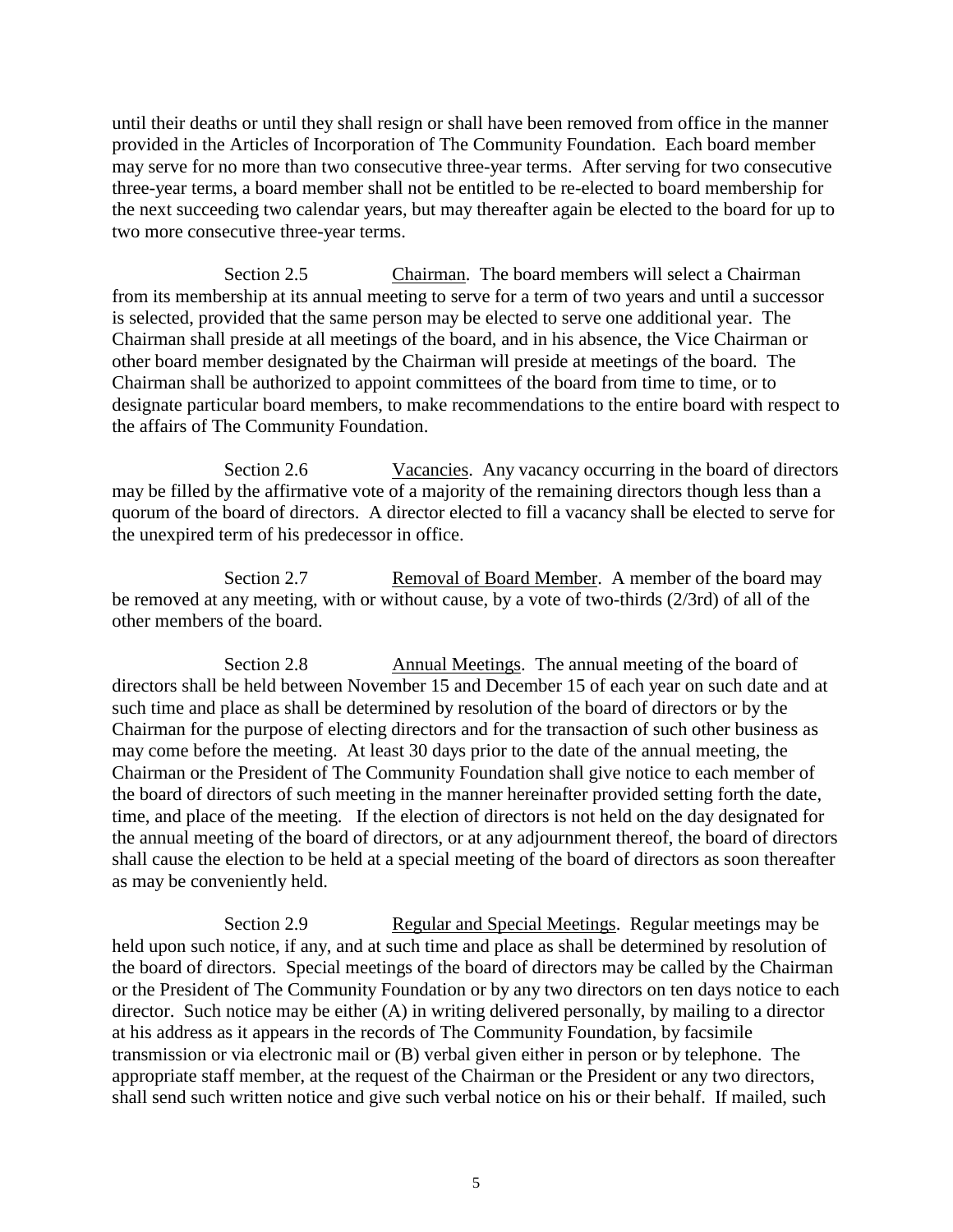until their deaths or until they shall resign or shall have been removed from office in the manner provided in the Articles of Incorporation of The Community Foundation. Each board member may serve for no more than two consecutive three-year terms. After serving for two consecutive three-year terms, a board member shall not be entitled to be re-elected to board membership for the next succeeding two calendar years, but may thereafter again be elected to the board for up to two more consecutive three-year terms.

Section 2.5 Chairman. The board members will select a Chairman from its membership at its annual meeting to serve for a term of two years and until a successor is selected, provided that the same person may be elected to serve one additional year. The Chairman shall preside at all meetings of the board, and in his absence, the Vice Chairman or other board member designated by the Chairman will preside at meetings of the board. The Chairman shall be authorized to appoint committees of the board from time to time, or to designate particular board members, to make recommendations to the entire board with respect to the affairs of The Community Foundation.

Section 2.6 Vacancies. Any vacancy occurring in the board of directors may be filled by the affirmative vote of a majority of the remaining directors though less than a quorum of the board of directors. A director elected to fill a vacancy shall be elected to serve for the unexpired term of his predecessor in office.

Section 2.7 Removal of Board Member. A member of the board may be removed at any meeting, with or without cause, by a vote of two-thirds (2/3rd) of all of the other members of the board.

Section 2.8 Annual Meetings. The annual meeting of the board of directors shall be held between November 15 and December 15 of each year on such date and at such time and place as shall be determined by resolution of the board of directors or by the Chairman for the purpose of electing directors and for the transaction of such other business as may come before the meeting. At least 30 days prior to the date of the annual meeting, the Chairman or the President of The Community Foundation shall give notice to each member of the board of directors of such meeting in the manner hereinafter provided setting forth the date, time, and place of the meeting. If the election of directors is not held on the day designated for the annual meeting of the board of directors, or at any adjournment thereof, the board of directors shall cause the election to be held at a special meeting of the board of directors as soon thereafter as may be conveniently held.

Section 2.9 Regular and Special Meetings. Regular meetings may be held upon such notice, if any, and at such time and place as shall be determined by resolution of the board of directors. Special meetings of the board of directors may be called by the Chairman or the President of The Community Foundation or by any two directors on ten days notice to each director. Such notice may be either (A) in writing delivered personally, by mailing to a director at his address as it appears in the records of The Community Foundation, by facsimile transmission or via electronic mail or (B) verbal given either in person or by telephone. The appropriate staff member, at the request of the Chairman or the President or any two directors, shall send such written notice and give such verbal notice on his or their behalf. If mailed, such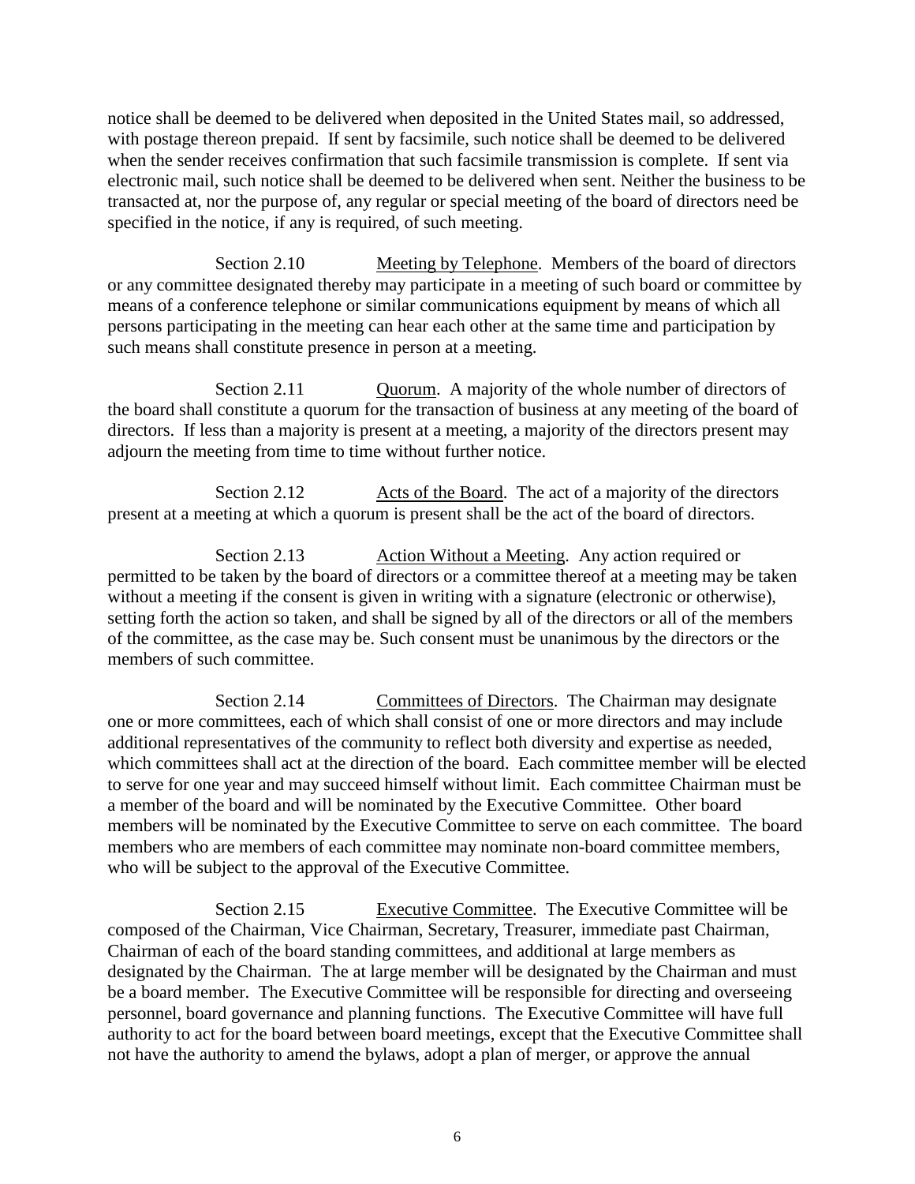notice shall be deemed to be delivered when deposited in the United States mail, so addressed, with postage thereon prepaid. If sent by facsimile, such notice shall be deemed to be delivered when the sender receives confirmation that such facsimile transmission is complete. If sent via electronic mail, such notice shall be deemed to be delivered when sent. Neither the business to be transacted at, nor the purpose of, any regular or special meeting of the board of directors need be specified in the notice, if any is required, of such meeting.

Section 2.10 Meeting by Telephone. Members of the board of directors or any committee designated thereby may participate in a meeting of such board or committee by means of a conference telephone or similar communications equipment by means of which all persons participating in the meeting can hear each other at the same time and participation by such means shall constitute presence in person at a meeting.

Section 2.11 Quorum. A majority of the whole number of directors of the board shall constitute a quorum for the transaction of business at any meeting of the board of directors. If less than a majority is present at a meeting, a majority of the directors present may adjourn the meeting from time to time without further notice.

Section 2.12 Acts of the Board. The act of a majority of the directors present at a meeting at which a quorum is present shall be the act of the board of directors.

Section 2.13 Action Without a Meeting. Any action required or permitted to be taken by the board of directors or a committee thereof at a meeting may be taken without a meeting if the consent is given in writing with a signature (electronic or otherwise), setting forth the action so taken, and shall be signed by all of the directors or all of the members of the committee, as the case may be. Such consent must be unanimous by the directors or the members of such committee.

Section 2.14 Committees of Directors. The Chairman may designate one or more committees, each of which shall consist of one or more directors and may include additional representatives of the community to reflect both diversity and expertise as needed, which committees shall act at the direction of the board. Each committee member will be elected to serve for one year and may succeed himself without limit. Each committee Chairman must be a member of the board and will be nominated by the Executive Committee. Other board members will be nominated by the Executive Committee to serve on each committee. The board members who are members of each committee may nominate non-board committee members, who will be subject to the approval of the Executive Committee.

Section 2.15 Executive Committee. The Executive Committee will be composed of the Chairman, Vice Chairman, Secretary, Treasurer, immediate past Chairman, Chairman of each of the board standing committees, and additional at large members as designated by the Chairman. The at large member will be designated by the Chairman and must be a board member. The Executive Committee will be responsible for directing and overseeing personnel, board governance and planning functions. The Executive Committee will have full authority to act for the board between board meetings, except that the Executive Committee shall not have the authority to amend the bylaws, adopt a plan of merger, or approve the annual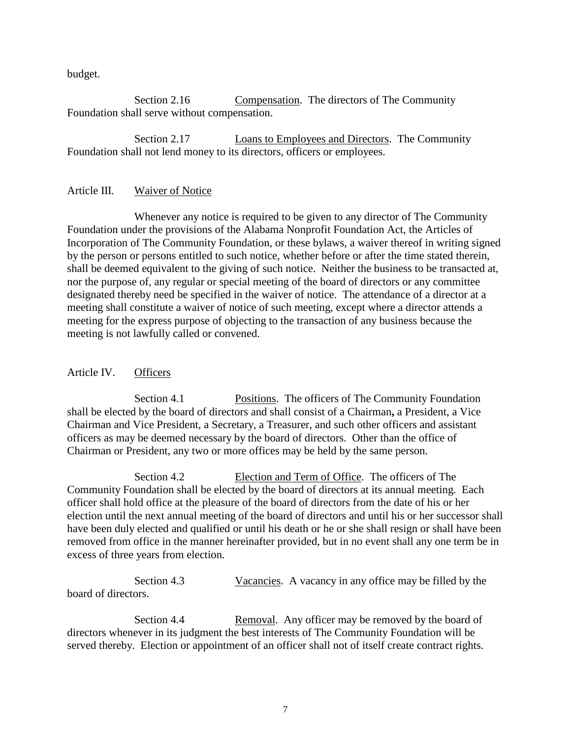budget.

Section 2.16 Compensation. The directors of The Community Foundation shall serve without compensation.

Section 2.17 Loans to Employees and Directors. The Community Foundation shall not lend money to its directors, officers or employees.

## Article III. Waiver of Notice

Whenever any notice is required to be given to any director of The Community Foundation under the provisions of the Alabama Nonprofit Foundation Act, the Articles of Incorporation of The Community Foundation, or these bylaws, a waiver thereof in writing signed by the person or persons entitled to such notice, whether before or after the time stated therein, shall be deemed equivalent to the giving of such notice. Neither the business to be transacted at, nor the purpose of, any regular or special meeting of the board of directors or any committee designated thereby need be specified in the waiver of notice. The attendance of a director at a meeting shall constitute a waiver of notice of such meeting, except where a director attends a meeting for the express purpose of objecting to the transaction of any business because the meeting is not lawfully called or convened.

## Article IV. Officers

Section 4.1 Positions. The officers of The Community Foundation shall be elected by the board of directors and shall consist of a Chairman**,** a President, a Vice Chairman and Vice President, a Secretary, a Treasurer, and such other officers and assistant officers as may be deemed necessary by the board of directors. Other than the office of Chairman or President, any two or more offices may be held by the same person.

Section 4.2 Election and Term of Office. The officers of The Community Foundation shall be elected by the board of directors at its annual meeting. Each officer shall hold office at the pleasure of the board of directors from the date of his or her election until the next annual meeting of the board of directors and until his or her successor shall have been duly elected and qualified or until his death or he or she shall resign or shall have been removed from office in the manner hereinafter provided, but in no event shall any one term be in excess of three years from election.

Section 4.3 Vacancies. A vacancy in any office may be filled by the board of directors.

Section 4.4 Removal. Any officer may be removed by the board of directors whenever in its judgment the best interests of The Community Foundation will be served thereby. Election or appointment of an officer shall not of itself create contract rights.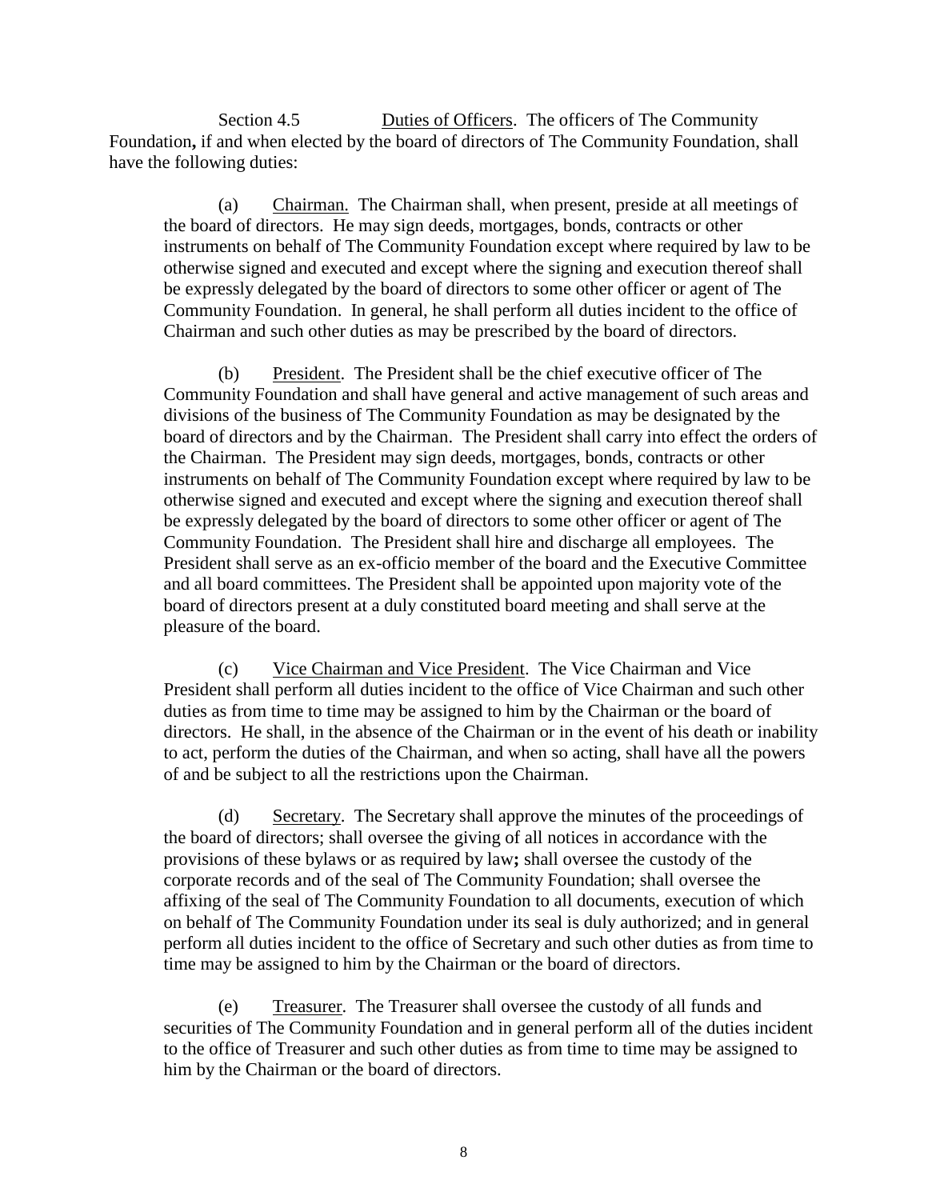Section 4.5 Duties of Officers. The officers of The Community Foundation**,** if and when elected by the board of directors of The Community Foundation, shall have the following duties:

(a) Chairman. The Chairman shall, when present, preside at all meetings of the board of directors. He may sign deeds, mortgages, bonds, contracts or other instruments on behalf of The Community Foundation except where required by law to be otherwise signed and executed and except where the signing and execution thereof shall be expressly delegated by the board of directors to some other officer or agent of The Community Foundation. In general, he shall perform all duties incident to the office of Chairman and such other duties as may be prescribed by the board of directors.

(b) President. The President shall be the chief executive officer of The Community Foundation and shall have general and active management of such areas and divisions of the business of The Community Foundation as may be designated by the board of directors and by the Chairman. The President shall carry into effect the orders of the Chairman. The President may sign deeds, mortgages, bonds, contracts or other instruments on behalf of The Community Foundation except where required by law to be otherwise signed and executed and except where the signing and execution thereof shall be expressly delegated by the board of directors to some other officer or agent of The Community Foundation. The President shall hire and discharge all employees. The President shall serve as an ex-officio member of the board and the Executive Committee and all board committees. The President shall be appointed upon majority vote of the board of directors present at a duly constituted board meeting and shall serve at the pleasure of the board.

(c) Vice Chairman and Vice President. The Vice Chairman and Vice President shall perform all duties incident to the office of Vice Chairman and such other duties as from time to time may be assigned to him by the Chairman or the board of directors. He shall, in the absence of the Chairman or in the event of his death or inability to act, perform the duties of the Chairman, and when so acting, shall have all the powers of and be subject to all the restrictions upon the Chairman.

(d) Secretary. The Secretary shall approve the minutes of the proceedings of the board of directors; shall oversee the giving of all notices in accordance with the provisions of these bylaws or as required by law**;** shall oversee the custody of the corporate records and of the seal of The Community Foundation; shall oversee the affixing of the seal of The Community Foundation to all documents, execution of which on behalf of The Community Foundation under its seal is duly authorized; and in general perform all duties incident to the office of Secretary and such other duties as from time to time may be assigned to him by the Chairman or the board of directors.

(e) Treasurer. The Treasurer shall oversee the custody of all funds and securities of The Community Foundation and in general perform all of the duties incident to the office of Treasurer and such other duties as from time to time may be assigned to him by the Chairman or the board of directors.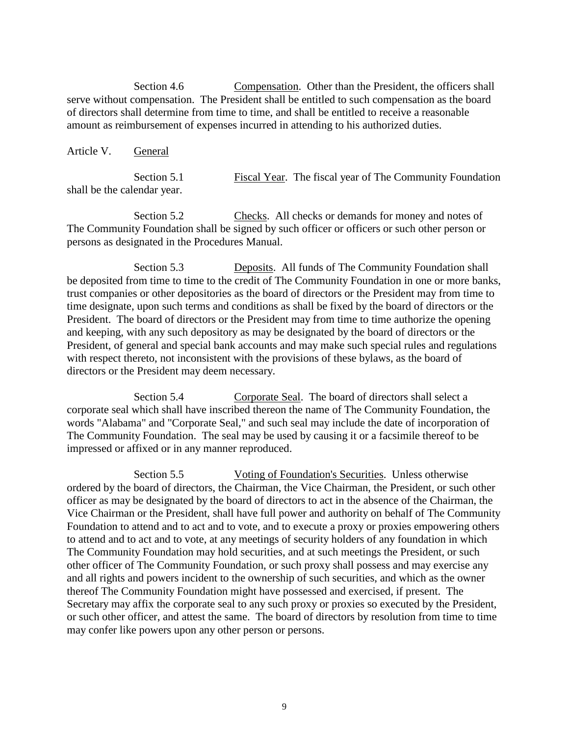Section 4.6 Compensation. Other than the President, the officers shall serve without compensation. The President shall be entitled to such compensation as the board of directors shall determine from time to time, and shall be entitled to receive a reasonable amount as reimbursement of expenses incurred in attending to his authorized duties.

## Article V. General

Section 5.1 Fiscal Year. The fiscal year of The Community Foundation shall be the calendar year.

Section 5.2 Checks. All checks or demands for money and notes of The Community Foundation shall be signed by such officer or officers or such other person or persons as designated in the Procedures Manual.

Section 5.3 Deposits. All funds of The Community Foundation shall be deposited from time to time to the credit of The Community Foundation in one or more banks, trust companies or other depositories as the board of directors or the President may from time to time designate, upon such terms and conditions as shall be fixed by the board of directors or the President. The board of directors or the President may from time to time authorize the opening and keeping, with any such depository as may be designated by the board of directors or the President, of general and special bank accounts and may make such special rules and regulations with respect thereto, not inconsistent with the provisions of these bylaws, as the board of directors or the President may deem necessary.

Section 5.4 Corporate Seal. The board of directors shall select a corporate seal which shall have inscribed thereon the name of The Community Foundation, the words "Alabama" and "Corporate Seal," and such seal may include the date of incorporation of The Community Foundation. The seal may be used by causing it or a facsimile thereof to be impressed or affixed or in any manner reproduced.

Section 5.5 Voting of Foundation's Securities. Unless otherwise ordered by the board of directors, the Chairman, the Vice Chairman, the President, or such other officer as may be designated by the board of directors to act in the absence of the Chairman, the Vice Chairman or the President, shall have full power and authority on behalf of The Community Foundation to attend and to act and to vote, and to execute a proxy or proxies empowering others to attend and to act and to vote, at any meetings of security holders of any foundation in which The Community Foundation may hold securities, and at such meetings the President, or such other officer of The Community Foundation, or such proxy shall possess and may exercise any and all rights and powers incident to the ownership of such securities, and which as the owner thereof The Community Foundation might have possessed and exercised, if present. The Secretary may affix the corporate seal to any such proxy or proxies so executed by the President, or such other officer, and attest the same. The board of directors by resolution from time to time may confer like powers upon any other person or persons.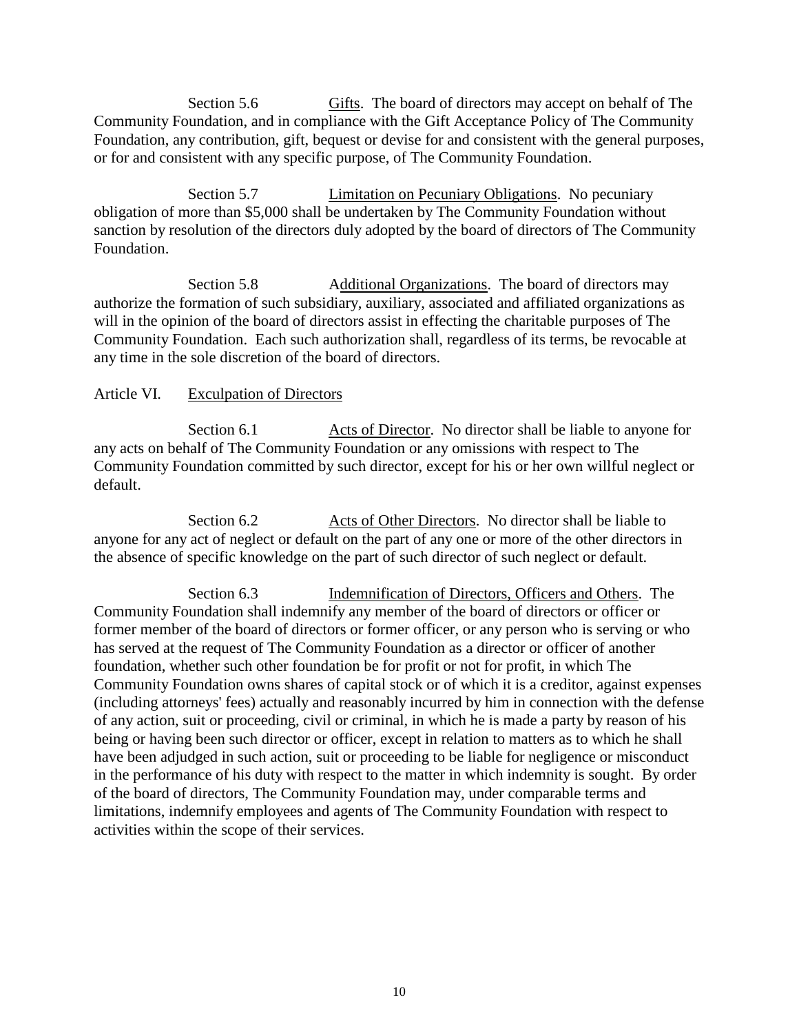Section 5.6 Gifts. The board of directors may accept on behalf of The Community Foundation, and in compliance with the Gift Acceptance Policy of The Community Foundation, any contribution, gift, bequest or devise for and consistent with the general purposes, or for and consistent with any specific purpose, of The Community Foundation.

Section 5.7 Limitation on Pecuniary Obligations. No pecuniary obligation of more than $5,000 shall be undertaken by The Community Foundation without sanction by resolution of the directors duly adopted by the board of directors of The Community Foundation.

Section 5.8 Additional Organizations. The board of directors may authorize the formation of such subsidiary, auxiliary, associated and affiliated organizations as will in the opinion of the board of directors assist in effecting the charitable purposes of The Community Foundation. Each such authorization shall, regardless of its terms, be revocable at any time in the sole discretion of the board of directors.

## Article VI. Exculpation of Directors

Section 6.1 Acts of Director. No director shall be liable to anyone for any acts on behalf of The Community Foundation or any omissions with respect to The Community Foundation committed by such director, except for his or her own willful neglect or default.

Section 6.2 Acts of Other Directors. No director shall be liable to anyone for any act of neglect or default on the part of any one or more of the other directors in the absence of specific knowledge on the part of such director of such neglect or default.

Section 6.3 Indemnification of Directors, Officers and Others. The Community Foundation shall indemnify any member of the board of directors or officer or former member of the board of directors or former officer, or any person who is serving or who has served at the request of The Community Foundation as a director or officer of another foundation, whether such other foundation be for profit or not for profit, in which The Community Foundation owns shares of capital stock or of which it is a creditor, against expenses (including attorneys' fees) actually and reasonably incurred by him in connection with the defense of any action, suit or proceeding, civil or criminal, in which he is made a party by reason of his being or having been such director or officer, except in relation to matters as to which he shall have been adjudged in such action, suit or proceeding to be liable for negligence or misconduct in the performance of his duty with respect to the matter in which indemnity is sought. By order of the board of directors, The Community Foundation may, under comparable terms and limitations, indemnify employees and agents of The Community Foundation with respect to activities within the scope of their services.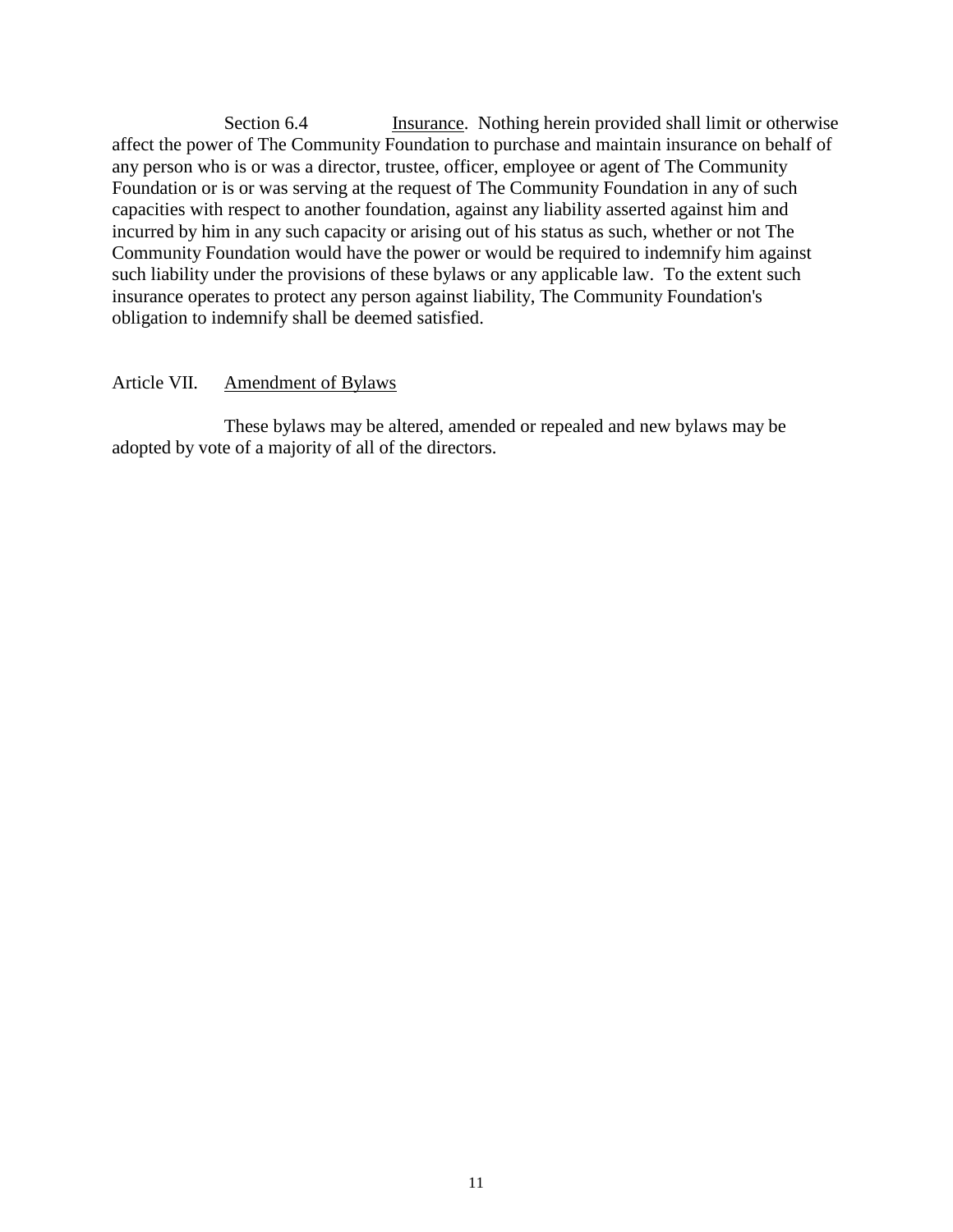Section 6.4 Insurance. Nothing herein provided shall limit or otherwise affect the power of The Community Foundation to purchase and maintain insurance on behalf of any person who is or was a director, trustee, officer, employee or agent of The Community Foundation or is or was serving at the request of The Community Foundation in any of such capacities with respect to another foundation, against any liability asserted against him and incurred by him in any such capacity or arising out of his status as such, whether or not The Community Foundation would have the power or would be required to indemnify him against such liability under the provisions of these bylaws or any applicable law. To the extent such insurance operates to protect any person against liability, The Community Foundation's obligation to indemnify shall be deemed satisfied.

## Article VII. Amendment of Bylaws

These bylaws may be altered, amended or repealed and new bylaws may be adopted by vote of a majority of all of the directors.